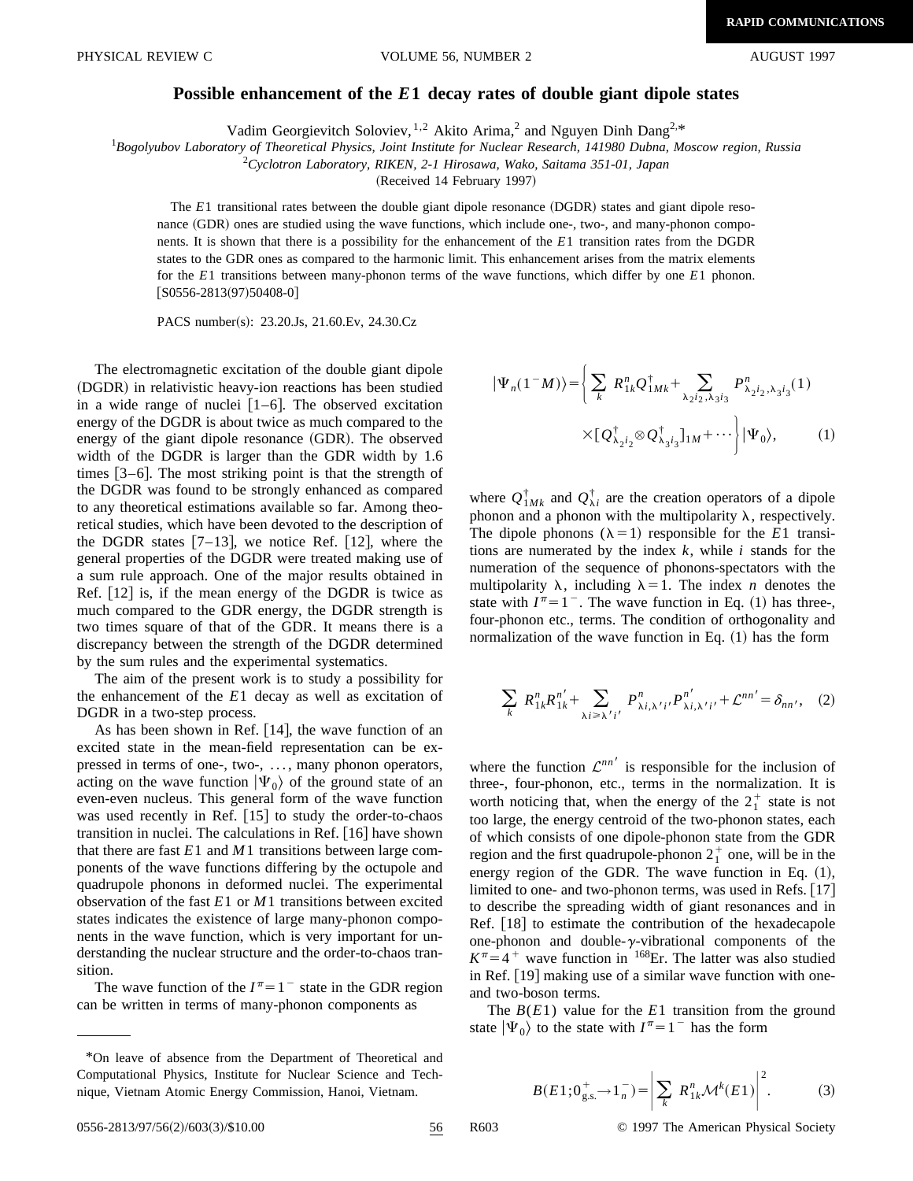RAPID COMMUNICATIONS

# Possible enhancement of the $E1$ decay rates of double giant dipole states

Vadim Georgievitch Soloviev,[1,2] Akito Arima,[2] and Nguyen Dinh Dang[2,*]

[1]*Bogolyubov Laboratory of Theoretical Physics, Joint Institute for Nuclear Research, 141980 Dubna, Moscow region, Russia*

[2]*Cyclotron Laboratory, RIKEN, 2-1 Hirosawa, Wako, Saitama 351-01, Japan*

(Received 14 February 1997)

The $E1$ transitional rates between the double giant dipole resonance (DGDR) states and giant dipole resonance (GDR) ones are studied using the wave functions, which include one-, two-, and many-phonon components. It is shown that there is a possibility for the enhancement of the $E1$ transition rates from the DGDR states to the GDR ones as compared to the harmonic limit. This enhancement arises from the matrix elements for the $E1$ transitions between many-phonon terms of the wave functions, which differ by one $E1$ phonon. [S0556-2813(97)50408-0]

PACS number(s): 23.20.Js, 21.60.Ev, 24.30.Cz

The electromagnetic excitation of the double giant dipole (DGDR) in relativistic heavy-ion reactions has been studied in a wide range of nuclei [1–6]. The observed excitation energy of the DGDR is about twice as much compared to the energy of the giant dipole resonance (GDR). The observed width of the DGDR is larger than the GDR width by 1.6 times [3–6]. The most striking point is that the strength of the DGDR was found to be strongly enhanced as compared to any theoretical estimations available so far. Among theoretical studies, which have been devoted to the description of the DGDR states [7–13], we notice Ref. [12], where the general properties of the DGDR were treated making use of a sum rule approach. One of the major results obtained in Ref. [12] is, if the mean energy of the DGDR is twice as much compared to the GDR energy, the DGDR strength is two times square of that of the GDR. It means there is a discrepancy between the strength of the DGDR determined by the sum rules and the experimental systematics.

The aim of the present work is to study a possibility for the enhancement of the $E1$ decay as well as excitation of DGDR in a two-step process.

As has been shown in Ref. [14], the wave function of an excited state in the mean-field representation can be expressed in terms of one-, two-, ..., many phonon operators, acting on the wave function $|\Psi_0\rangle$ of the ground state of an even-even nucleus. This general form of the wave function was used recently in Ref. [15] to study the order-to-chaos transition in nuclei. The calculations in Ref. [16] have shown that there are fast $E1$ and $M1$ transitions between large components of the wave functions differing by the octupole and quadrupole phonons in deformed nuclei. The experimental observation of the fast $E1$ or $M1$ transitions between excited states indicates the existence of large many-phonon components in the wave function, which is very important for understanding the nuclear structure and the order-to-chaos transition.

The wave function of the $I^\pi=1^-$ state in the GDR region can be written in terms of many-phonon components as

$$
|\Psi_n(1^-M)\rangle=\Bigg\{\sum_k R_{1k}^n Q_{1Mk}^\dagger+\sum_{\lambda_2 i_2,\lambda_3 i_3} P_{\lambda_2 i_2,\lambda_3 i_3}^n(1)\times[Q_{\lambda_2 i_2}^\dagger\otimes Q_{\lambda_3 i_3}^\dagger]_{1M}+\cdots\Bigg\}|\Psi_0\rangle, \tag{1}
$$

where $Q_{1Mk}^\dagger$ and $Q_{\lambda i}^\dagger$ are the creation operators of a dipole phonon and a phonon with the multipolarity $\lambda$, respectively. The dipole phonons ($\lambda=1$) responsible for the $E1$ transitions are numerated by the index $k$, while $i$ stands for the numeration of the sequence of phonons-spectators with the multipolarity $\lambda$, including $\lambda=1$. The index $n$ denotes the state with $I^\pi=1^-$. The wave function in Eq. (1) has three-, four-phonon etc., terms. The condition of orthogonality and normalization of the wave function in Eq. (1) has the form

$$
\sum_k R_{1k}^n R_{1k}^{n'}+\sum_{\lambda i\geq\lambda' i'} P_{\lambda i,\lambda' i'}^n P_{\lambda i,\lambda' i'}^{n'}+\mathcal{L}^{nn'}=\delta_{nn'}, \tag{2}
$$

where the function $\mathcal{L}^{nn'}$ is responsible for the inclusion of three-, four-phonon, etc., terms in the normalization. It is worth noticing that, when the energy of the $2_1^+$ state is not too large, the energy centroid of the two-phonon states, each of which consists of one dipole-phonon state from the GDR region and the first quadrupole-phonon $2_1^+$ one, will be in the energy region of the GDR. The wave function in Eq. (1), limited to one- and two-phonon terms, was used in Refs. [17] to describe the spreading width of giant resonances and in Ref. [18] to estimate the contribution of the hexadecapole one-phonon and double-$\gamma$-vibrational components of the $K^\pi=4^+$ wave function in $^{168}$Er. The latter was also studied in Ref. [19] making use of a similar wave function with one- and two-boson terms.

The $B(E1)$ value for the $E1$ transition from the ground state $|\Psi_0\rangle$ to the state with $I^\pi=1^-$ has the form

$$
B(E1;0_{\rm g.s.}^+\to 1_n^-)=\left|\sum_k R_{1k}^n\mathcal{M}^k(E1)\right|^2. \tag{3}
$$

*On leave of absence from the Department of Theoretical and Computational Physics, Institute for Nuclear Science and Technique, Vietnam Atomic Energy Commission, Hanoi, Vietnam.

0556-2813/97/56(2)/603(3)/$10.00 © 1997 The American Physical Society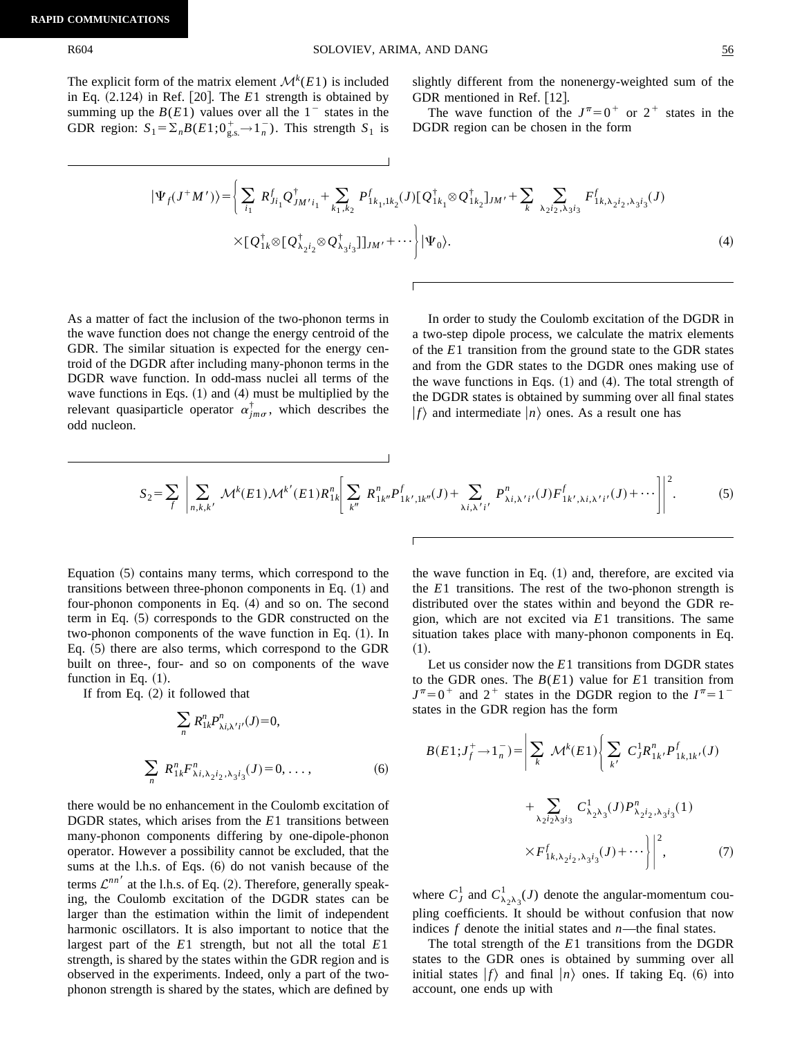The explicit form of the matrix element $\mathcal{M}^k(E1)$ is included in Eq. (2.124) in Ref. [20]. The $E1$ strength is obtained by summing up the $B(E1)$ values over all the $1^-$ states in the GDR region: $S_1=\Sigma_n B(E1;0^+_{\text{g.s.}}\to 1^-_n)$. This strength $S_1$ is slightly different from the nonenergy-weighted sum of the GDR mentioned in Ref. [12].

The wave function of the $J^\pi=0^+$ or $2^+$ states in the DGDR region can be chosen in the form

$$
\begin{aligned}
|\Psi_f(J^+M')\rangle = \Bigg\{ & \sum_{i_1} R^f_{Ji_1} Q^\dagger_{JM'i_1} + \sum_{k_1,k_2} P^f_{1k_1,1k_2}(J)[Q^\dagger_{1k_1}\otimes Q^\dagger_{1k_2}]_{JM'} + \sum_k \sum_{\lambda_2 i_2,\lambda_3 i_3} F^f_{1k,\lambda_2 i_2,\lambda_3 i_3}(J) \\
& \times [Q^\dagger_{1k}\otimes[Q^\dagger_{\lambda_2 i_2}\otimes Q^\dagger_{\lambda_3 i_3}]]_{JM'} + \cdots \Bigg\} |\Psi_0\rangle . \qquad (4)
\end{aligned}
$$

As a matter of fact the inclusion of the two-phonon terms in the wave function does not change the energy centroid of the GDR. The similar situation is expected for the energy centroid of the DGDR after including many-phonon terms in the DGDR wave function. In odd-mass nuclei all terms of the wave functions in Eqs. (1) and (4) must be multiplied by the relevant quasiparticle operator $\alpha^\dagger_{jm\sigma}$, which describes the odd nucleon.

In order to study the Coulomb excitation of the DGDR in a two-step dipole process, we calculate the matrix elements of the $E1$ transition from the ground state to the GDR states and from the GDR states to the DGDR ones making use of the wave functions in Eqs. (1) and (4). The total strength of the DGDR states is obtained by summing over all final states $|f\rangle$ and intermediate $|n\rangle$ ones. As a result one has

$$
S_2=\sum_f \left| \sum_{n,k,k'} \mathcal{M}^k(E1)\mathcal{M}^{k'}(E1) R^n_{1k}\left[ \sum_{k''} R^n_{1k''}P^f_{1k',1k''}(J) + \sum_{\lambda i,\lambda' i'} P^n_{\lambda i,\lambda' i'}(J) F^f_{1k',\lambda i,\lambda' i'}(J) + \cdots \right] \right|^2 . \qquad (5)
$$

Equation (5) contains many terms, which correspond to the transitions between three-phonon components in Eq. (1) and four-phonon components in Eq. (4) and so on. The second term in Eq. (5) corresponds to the GDR constructed on the two-phonon components of the wave function in Eq. (1). In Eq. (5) there are also terms, which correspond to the GDR built on three-, four- and so on components of the wave function in Eq. (1).

If from Eq. (2) it followed that

$$
\sum_n R^n_{1k} P^n_{\lambda i,\lambda' i'}(J)=0,
$$

$$
\sum_n R^n_{1k} F^n_{\lambda i,\lambda_2 i_2,\lambda_3 i_3}(J)=0, \ldots , \qquad (6)
$$

there would be no enhancement in the Coulomb excitation of DGDR states, which arises from the $E1$ transitions between many-phonon components differing by one-dipole-phonon operator. However a possibility cannot be excluded, that the sums at the l.h.s. of Eqs. (6) do not vanish because of the terms $\mathcal{L}^{nn'}$ at the l.h.s. of Eq. (2). Therefore, generally speaking, the Coulomb excitation of the DGDR states can be larger than the estimation within the limit of independent harmonic oscillators. It is also important to notice that the largest part of the $E1$ strength, but not all the total $E1$ strength, is shared by the states within the GDR region and is observed in the experiments. Indeed, only a part of the two-phonon strength is shared by the states, which are defined by the wave function in Eq. (1) and, therefore, are excited via the $E1$ transitions. The rest of the two-phonon strength is distributed over the states within and beyond the GDR region, which are not excited via $E1$ transitions. The same situation takes place with many-phonon components in Eq. (1).

Let us consider now the $E1$ transitions from DGDR states to the GDR ones. The $B(E1)$ value for $E1$ transition from $J^\pi=0^+$ and $2^+$ states in the DGDR region to the $I^\pi=1^-$ states in the GDR region has the form

$$
\begin{aligned}
B(E1;J^+_f\to 1^-_n) = \Bigg| \sum_k \mathcal{M}^k(E1) \Bigg\{ & \sum_{k'} C^1_J R^n_{1k'} P^f_{1k,1k'}(J) \\
& + \sum_{\lambda_2 i_2 \lambda_3 i_3} C^1_{\lambda_2\lambda_3}(J) P^n_{\lambda_2 i_2,\lambda_3 i_3}(1) \\
& \times F^f_{1k,\lambda_2 i_2,\lambda_3 i_3}(J) + \cdots \Bigg\} \Bigg|^2 , \qquad (7)
\end{aligned}
$$

where $C^1_J$ and $C^1_{\lambda_2\lambda_3}(J)$ denote the angular-momentum coupling coefficients. It should be without confusion that now indices $f$ denote the initial states and $n$—the final states.

The total strength of the $E1$ transitions from the DGDR states to the GDR ones is obtained by summing over all initial states $|f\rangle$ and final $|n\rangle$ ones. If taking Eq. (6) into account, one ends up with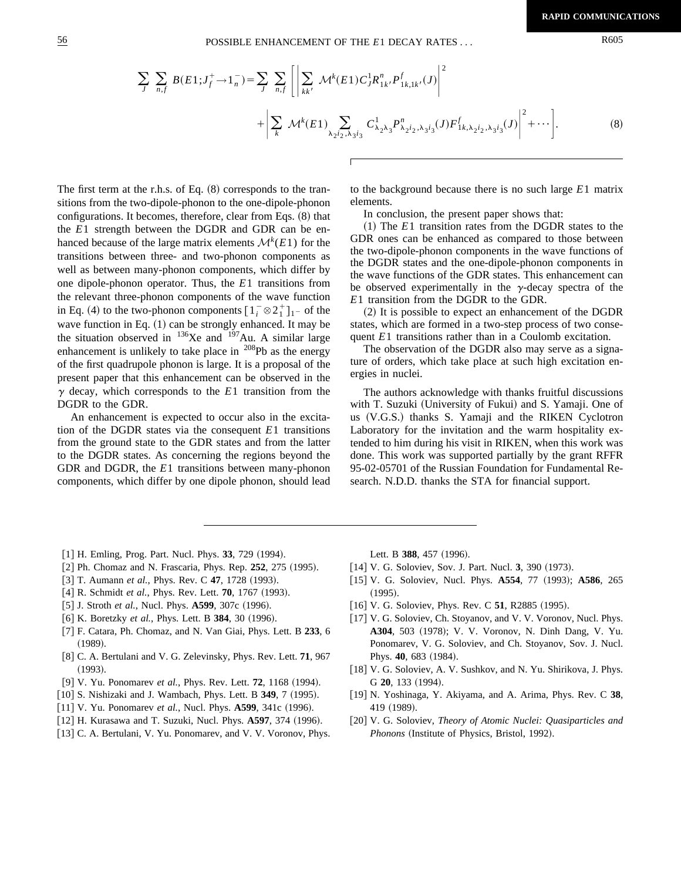$$\sum_J \sum_{n,f} B(E1;J_f^+ \to 1_n^-) = \sum_J \sum_{n,f} \left[ \left| \sum_{kk'} \mathcal{M}^k(E1) C_J^1 R_{1k'}^n P_{1k,1k'}^f(J) \right|^2 + \left| \sum_k \mathcal{M}^k(E1) \sum_{\lambda_2 i_2, \lambda_3 i_3} C_{\lambda_2\lambda_3}^1 P_{\lambda_2 i_2, \lambda_3 i_3}^n(J) F_{1k,\lambda_2 i_2,\lambda_3 i_3}^f(J) \right|^2 + \cdots \right]. \tag{8}$$

The first term at the r.h.s. of Eq. (8) corresponds to the transitions from the two-dipole-phonon to the one-dipole-phonon configurations. It becomes, therefore, clear from Eqs. (8) that the $E1$ strength between the DGDR and GDR can be enhanced because of the large matrix elements $\mathcal{M}^k(E1)$ for the transitions between three- and two-phonon components as well as between many-phonon components, which differ by one dipole-phonon operator. Thus, the $E1$ transitions from the relevant three-phonon components of the wave function in Eq. (4) to the two-phonon components $[1_i^- \otimes 2_1^+]_{1^-}$ of the wave function in Eq. (1) can be strongly enhanced. It may be the situation observed in $^{136}$Xe and $^{197}$Au. A similar large enhancement is unlikely to take place in $^{208}$Pb as the energy of the first quadrupole phonon is large. It is a proposal of the present paper that this enhancement can be observed in the $\gamma$ decay, which corresponds to the $E1$ transition from the DGDR to the GDR.

An enhancement is expected to occur also in the excitation of the DGDR states via the consequent $E1$ transitions from the ground state to the GDR states and from the latter to the DGDR states. As concerning the regions beyond the GDR and DGDR, the $E1$ transitions between many-phonon components, which differ by one dipole phonon, should lead to the background because there is no such large $E1$ matrix elements.

In conclusion, the present paper shows that:

(1) The $E1$ transition rates from the DGDR states to the GDR ones can be enhanced as compared to those between the two-dipole-phonon components in the wave functions of the DGDR states and the one-dipole-phonon components in the wave functions of the GDR states. This enhancement can be observed experimentally in the $\gamma$-decay spectra of the $E1$ transition from the DGDR to the GDR.

(2) It is possible to expect an enhancement of the DGDR states, which are formed in a two-step process of two consequent $E1$ transitions rather than in a Coulomb excitation.

The observation of the DGDR also may serve as a signature of orders, which take place at such high excitation energies in nuclei.

The authors acknowledge with thanks fruitful discussions with T. Suzuki (University of Fukui) and S. Yamaji. One of us (V.G.S.) thanks S. Yamaji and the RIKEN Cyclotron Laboratory for the invitation and the warm hospitality extended to him during his visit in RIKEN, when this work was done. This work was supported partially by the grant RFFR 95-02-05701 of the Russian Foundation for Fundamental Research. N.D.D. thanks the STA for financial support.

[1] H. Emling, Prog. Part. Nucl. Phys. **33**, 729 (1994).
[2] Ph. Chomaz and N. Frascaria, Phys. Rep. **252**, 275 (1995).
[3] T. Aumann *et al.*, Phys. Rev. C **47**, 1728 (1993).
[4] R. Schmidt *et al.*, Phys. Rev. Lett. **70**, 1767 (1993).
[5] J. Stroth *et al.*, Nucl. Phys. **A599**, 307c (1996).
[6] K. Boretzky *et al.*, Phys. Lett. B **384**, 30 (1996).
[7] F. Catara, Ph. Chomaz, and N. Van Giai, Phys. Lett. B **233**, 6 (1989).
[8] C. A. Bertulani and V. G. Zelevinsky, Phys. Rev. Lett. **71**, 967 (1993).
[9] V. Yu. Ponomarev *et al.*, Phys. Rev. Lett. **72**, 1168 (1994).
[10] S. Nishizaki and J. Wambach, Phys. Lett. B **349**, 7 (1995).
[11] V. Yu. Ponomarev *et al.*, Nucl. Phys. **A599**, 341c (1996).
[12] H. Kurasawa and T. Suzuki, Nucl. Phys. **A597**, 374 (1996).
[13] C. A. Bertulani, V. Yu. Ponomarev, and V. V. Voronov, Phys. Lett. B **388**, 457 (1996).
[14] V. G. Soloviev, Sov. J. Part. Nucl. **3**, 390 (1973).
[15] V. G. Soloviev, Nucl. Phys. **A554**, 77 (1993); **A586**, 265 (1995).
[16] V. G. Soloviev, Phys. Rev. C **51**, R2885 (1995).
[17] V. G. Soloviev, Ch. Stoyanov, and V. V. Voronov, Nucl. Phys. **A304**, 503 (1978); V. V. Voronov, N. Dinh Dang, V. Yu. Ponomarev, V. G. Soloviev, and Ch. Stoyanov, Sov. J. Nucl. Phys. **40**, 683 (1984).
[18] V. G. Soloviev, A. V. Sushkov, and N. Yu. Shirikova, J. Phys. G **20**, 133 (1994).
[19] N. Yoshinaga, Y. Akiyama, and A. Arima, Phys. Rev. C **38**, 419 (1989).
[20] V. G. Soloviev, *Theory of Atomic Nuclei: Quasiparticles and Phonons* (Institute of Physics, Bristol, 1992).